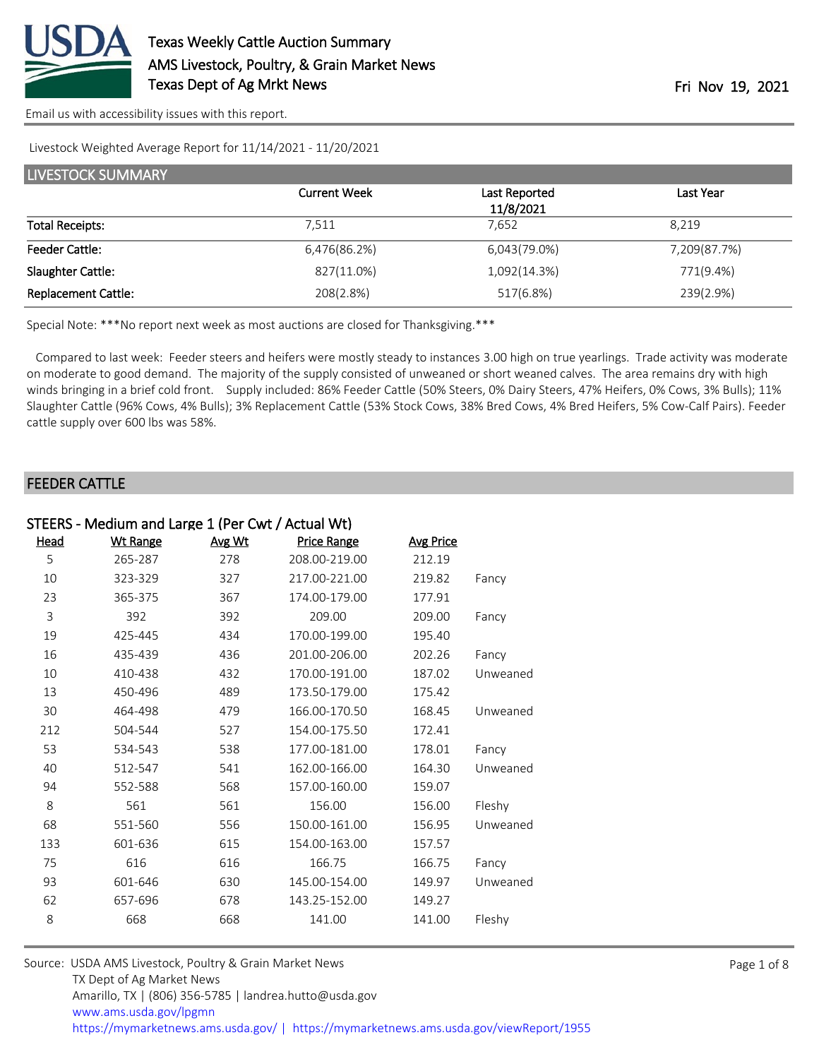# Texas Weekly Cattle Auction Summary

AMS Livestock, Poultry, & Grain Market News
Texas Dept of Ag Mrkt News

Fri Nov 19, 2021

Email us with accessibility issues with this report.

Livestock Weighted Average Report for 11/14/2021 - 11/20/2021

## LIVESTOCK SUMMARY

| | Current Week | Last Reported 11/8/2021 | Last Year |
|---|---|---|---|
| Total Receipts: | 7,511 | 7,652 | 8,219 |
| Feeder Cattle: | 6,476(86.2%) | 6,043(79.0%) | 7,209(87.7%) |
| Slaughter Cattle: | 827(11.0%) | 1,092(14.3%) | 771(9.4%) |
| Replacement Cattle: | 208(2.8%) | 517(6.8%) | 239(2.9%) |

Special Note: ***No report next week as most auctions are closed for Thanksgiving.***

Compared to last week: Feeder steers and heifers were mostly steady to instances 3.00 high on true yearlings. Trade activity was moderate on moderate to good demand. The majority of the supply consisted of unweaned or short weaned calves. The area remains dry with high winds bringing in a brief cold front. Supply included: 86% Feeder Cattle (50% Steers, 0% Dairy Steers, 47% Heifers, 0% Cows, 3% Bulls); 11% Slaughter Cattle (96% Cows, 4% Bulls); 3% Replacement Cattle (53% Stock Cows, 38% Bred Cows, 4% Bred Heifers, 5% Cow-Calf Pairs). Feeder cattle supply over 600 lbs was 58%.

## FEEDER CATTLE

### STEERS - Medium and Large 1 (Per Cwt / Actual Wt)

| Head | Wt Range | Avg Wt | Price Range | Avg Price | |
|---|---|---|---|---|---|
| 5 | 265-287 | 278 | 208.00-219.00 | 212.19 | |
| 10 | 323-329 | 327 | 217.00-221.00 | 219.82 | Fancy |
| 23 | 365-375 | 367 | 174.00-179.00 | 177.91 | |
| 3 | 392 | 392 | 209.00 | 209.00 | Fancy |
| 19 | 425-445 | 434 | 170.00-199.00 | 195.40 | |
| 16 | 435-439 | 436 | 201.00-206.00 | 202.26 | Fancy |
| 10 | 410-438 | 432 | 170.00-191.00 | 187.02 | Unweaned |
| 13 | 450-496 | 489 | 173.50-179.00 | 175.42 | |
| 30 | 464-498 | 479 | 166.00-170.50 | 168.45 | Unweaned |
| 212 | 504-544 | 527 | 154.00-175.50 | 172.41 | |
| 53 | 534-543 | 538 | 177.00-181.00 | 178.01 | Fancy |
| 40 | 512-547 | 541 | 162.00-166.00 | 164.30 | Unweaned |
| 94 | 552-588 | 568 | 157.00-160.00 | 159.07 | |
| 8 | 561 | 561 | 156.00 | 156.00 | Fleshy |
| 68 | 551-560 | 556 | 150.00-161.00 | 156.95 | Unweaned |
| 133 | 601-636 | 615 | 154.00-163.00 | 157.57 | |
| 75 | 616 | 616 | 166.75 | 166.75 | Fancy |
| 93 | 601-646 | 630 | 145.00-154.00 | 149.97 | Unweaned |
| 62 | 657-696 | 678 | 143.25-152.00 | 149.27 | |
| 8 | 668 | 668 | 141.00 | 141.00 | Fleshy |

Source: USDA AMS Livestock, Poultry & Grain Market News
TX Dept of Ag Market News
Amarillo, TX | (806) 356-5785 | landrea.hutto@usda.gov
www.ams.usda.gov/lpgmn
https://mymarketnews.ams.usda.gov/ | https://mymarketnews.ams.usda.gov/viewReport/1955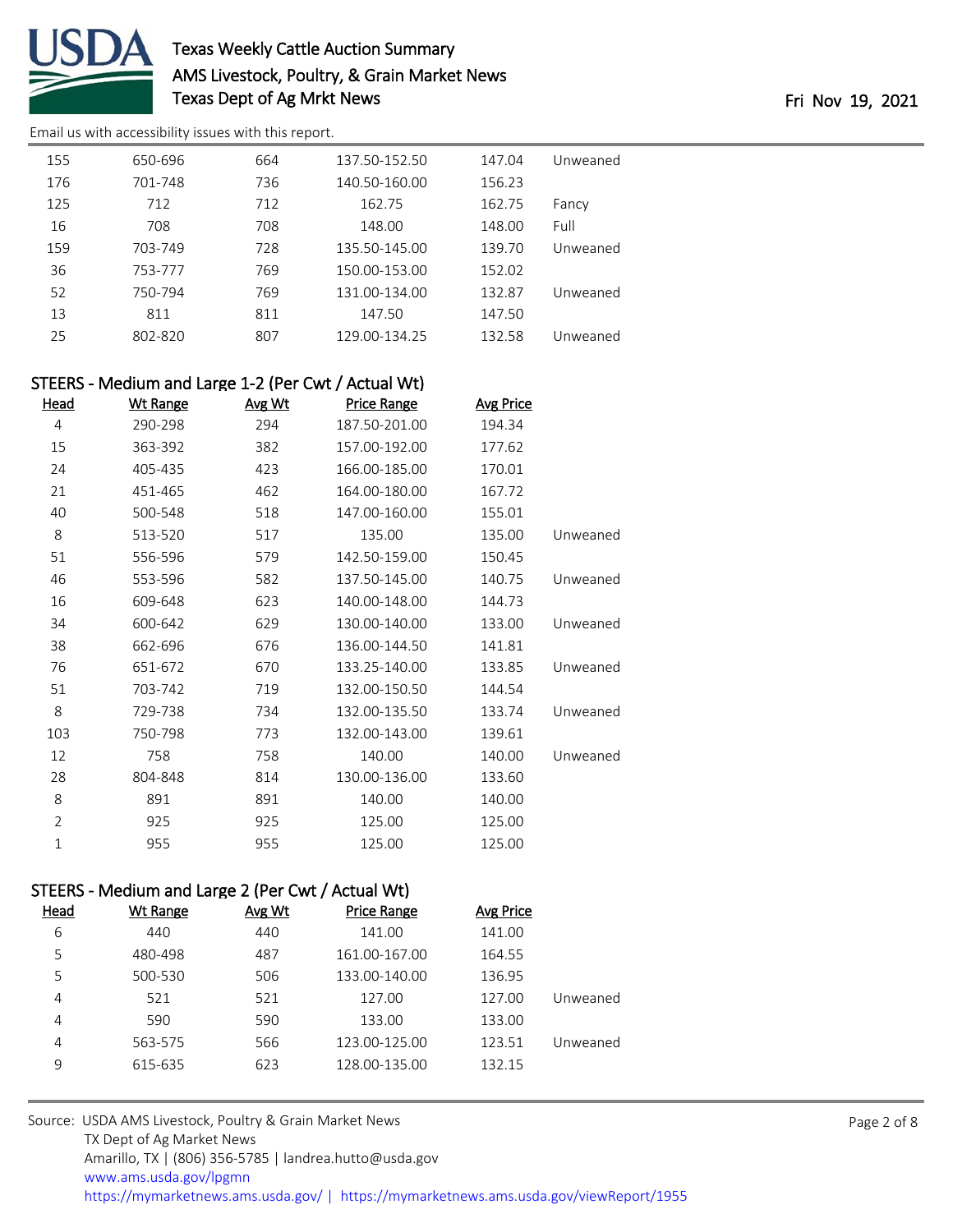| Head | Wt Range | Avg Wt | Price Range | Avg Price | |
|---|---|---|---|---|---|
| 155 | 650-696 | 664 | 137.50-152.50 | 147.04 | Unweaned |
| 176 | 701-748 | 736 | 140.50-160.00 | 156.23 | |
| 125 | 712 | 712 | 162.75 | 162.75 | Fancy |
| 16 | 708 | 708 | 148.00 | 148.00 | Full |
| 159 | 703-749 | 728 | 135.50-145.00 | 139.70 | Unweaned |
| 36 | 753-777 | 769 | 150.00-153.00 | 152.02 | |
| 52 | 750-794 | 769 | 131.00-134.00 | 132.87 | Unweaned |
| 13 | 811 | 811 | 147.50 | 147.50 | |
| 25 | 802-820 | 807 | 129.00-134.25 | 132.58 | Unweaned |

### STEERS - Medium and Large 1-2 (Per Cwt / Actual Wt)

| Head | Wt Range | Avg Wt | Price Range | Avg Price | |
|---|---|---|---|---|---|
| 4 | 290-298 | 294 | 187.50-201.00 | 194.34 | |
| 15 | 363-392 | 382 | 157.00-192.00 | 177.62 | |
| 24 | 405-435 | 423 | 166.00-185.00 | 170.01 | |
| 21 | 451-465 | 462 | 164.00-180.00 | 167.72 | |
| 40 | 500-548 | 518 | 147.00-160.00 | 155.01 | |
| 8 | 513-520 | 517 | 135.00 | 135.00 | Unweaned |
| 51 | 556-596 | 579 | 142.50-159.00 | 150.45 | |
| 46 | 553-596 | 582 | 137.50-145.00 | 140.75 | Unweaned |
| 16 | 609-648 | 623 | 140.00-148.00 | 144.73 | |
| 34 | 600-642 | 629 | 130.00-140.00 | 133.00 | Unweaned |
| 38 | 662-696 | 676 | 136.00-144.50 | 141.81 | |
| 76 | 651-672 | 670 | 133.25-140.00 | 133.85 | Unweaned |
| 51 | 703-742 | 719 | 132.00-150.50 | 144.54 | |
| 8 | 729-738 | 734 | 132.00-135.50 | 133.74 | Unweaned |
| 103 | 750-798 | 773 | 132.00-143.00 | 139.61 | |
| 12 | 758 | 758 | 140.00 | 140.00 | Unweaned |
| 28 | 804-848 | 814 | 130.00-136.00 | 133.60 | |
| 8 | 891 | 891 | 140.00 | 140.00 | |
| 2 | 925 | 925 | 125.00 | 125.00 | |
| 1 | 955 | 955 | 125.00 | 125.00 | |

### STEERS - Medium and Large 2 (Per Cwt / Actual Wt)

| Head | Wt Range | Avg Wt | Price Range | Avg Price | |
|---|---|---|---|---|---|
| 6 | 440 | 440 | 141.00 | 141.00 | |
| 5 | 480-498 | 487 | 161.00-167.00 | 164.55 | |
| 5 | 500-530 | 506 | 133.00-140.00 | 136.95 | |
| 4 | 521 | 521 | 127.00 | 127.00 | Unweaned |
| 4 | 590 | 590 | 133.00 | 133.00 | |
| 4 | 563-575 | 566 | 123.00-125.00 | 123.51 | Unweaned |
| 9 | 615-635 | 623 | 128.00-135.00 | 132.15 | |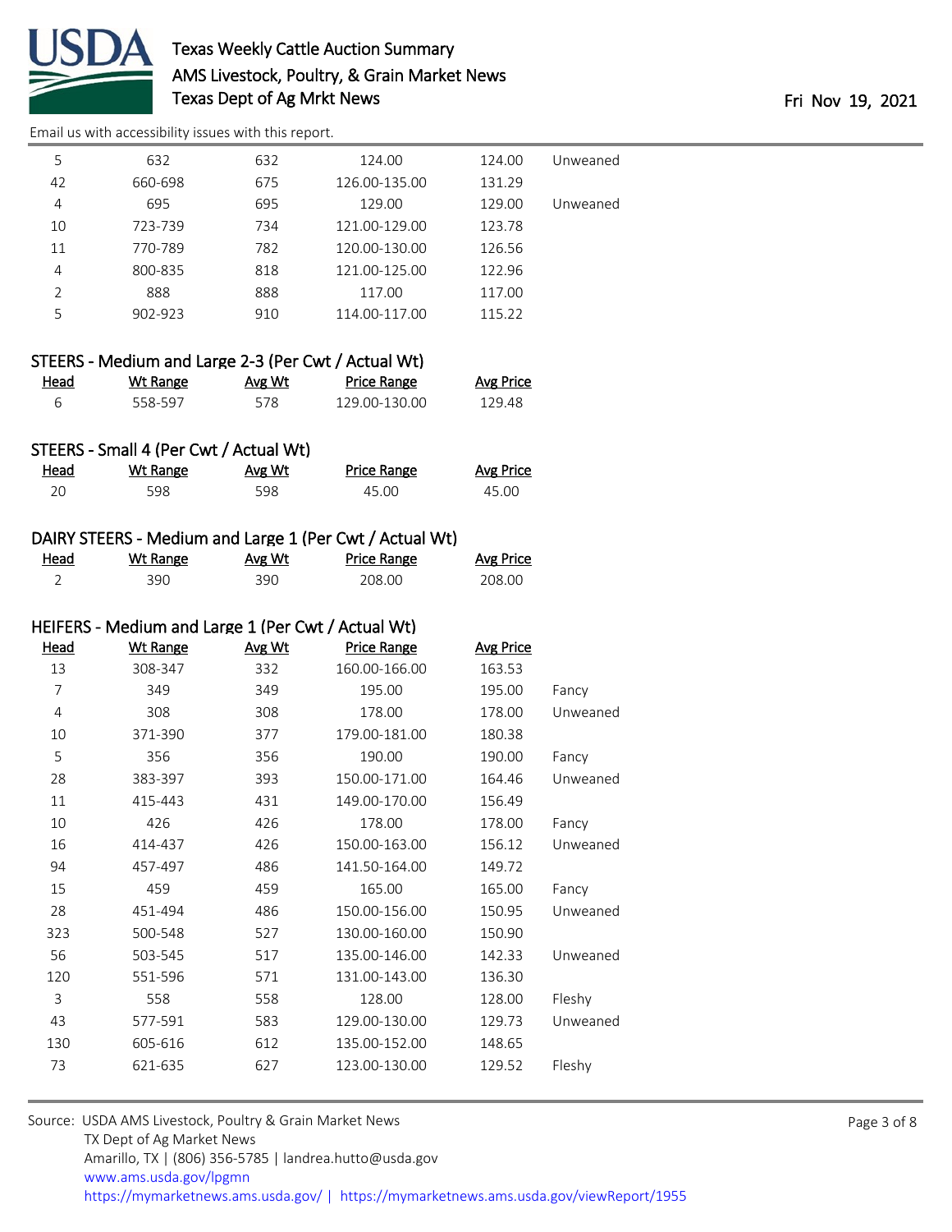| Head | Wt Range | Avg Wt | Price Range | Avg Price | |
|---|---|---|---|---|---|
| 5 | 632 | 632 | 124.00 | 124.00 | Unweaned |
| 42 | 660-698 | 675 | 126.00-135.00 | 131.29 | |
| 4 | 695 | 695 | 129.00 | 129.00 | Unweaned |
| 10 | 723-739 | 734 | 121.00-129.00 | 123.78 | |
| 11 | 770-789 | 782 | 120.00-130.00 | 126.56 | |
| 4 | 800-835 | 818 | 121.00-125.00 | 122.96 | |
| 2 | 888 | 888 | 117.00 | 117.00 | |
| 5 | 902-923 | 910 | 114.00-117.00 | 115.22 | |

STEERS - Medium and Large 2-3 (Per Cwt / Actual Wt)

| Head | Wt Range | Avg Wt | Price Range | Avg Price |
|---|---|---|---|---|
| 6 | 558-597 | 578 | 129.00-130.00 | 129.48 |

STEERS - Small 4 (Per Cwt / Actual Wt)

| Head | Wt Range | Avg Wt | Price Range | Avg Price |
|---|---|---|---|---|
| 20 | 598 | 598 | 45.00 | 45.00 |

DAIRY STEERS - Medium and Large 1 (Per Cwt / Actual Wt)

| Head | Wt Range | Avg Wt | Price Range | Avg Price |
|---|---|---|---|---|
| 2 | 390 | 390 | 208.00 | 208.00 |

HEIFERS - Medium and Large 1 (Per Cwt / Actual Wt)

| Head | Wt Range | Avg Wt | Price Range | Avg Price | |
|---|---|---|---|---|---|
| 13 | 308-347 | 332 | 160.00-166.00 | 163.53 | |
| 7 | 349 | 349 | 195.00 | 195.00 | Fancy |
| 4 | 308 | 308 | 178.00 | 178.00 | Unweaned |
| 10 | 371-390 | 377 | 179.00-181.00 | 180.38 | |
| 5 | 356 | 356 | 190.00 | 190.00 | Fancy |
| 28 | 383-397 | 393 | 150.00-171.00 | 164.46 | Unweaned |
| 11 | 415-443 | 431 | 149.00-170.00 | 156.49 | |
| 10 | 426 | 426 | 178.00 | 178.00 | Fancy |
| 16 | 414-437 | 426 | 150.00-163.00 | 156.12 | Unweaned |
| 94 | 457-497 | 486 | 141.50-164.00 | 149.72 | |
| 15 | 459 | 459 | 165.00 | 165.00 | Fancy |
| 28 | 451-494 | 486 | 150.00-156.00 | 150.95 | Unweaned |
| 323 | 500-548 | 527 | 130.00-160.00 | 150.90 | |
| 56 | 503-545 | 517 | 135.00-146.00 | 142.33 | Unweaned |
| 120 | 551-596 | 571 | 131.00-143.00 | 136.30 | |
| 3 | 558 | 558 | 128.00 | 128.00 | Fleshy |
| 43 | 577-591 | 583 | 129.00-130.00 | 129.73 | Unweaned |
| 130 | 605-616 | 612 | 135.00-152.00 | 148.65 | |
| 73 | 621-635 | 627 | 123.00-130.00 | 129.52 | Fleshy |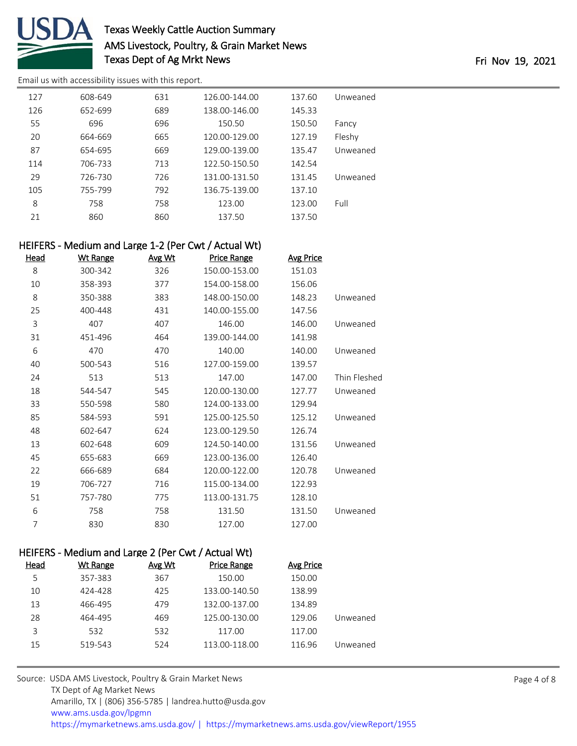Email us with accessibility issues with this report.

| Head | Wt Range | Avg Wt | Price Range | Avg Price | |
|---|---|---|---|---|---|
| 127 | 608-649 | 631 | 126.00-144.00 | 137.60 | Unweaned |
| 126 | 652-699 | 689 | 138.00-146.00 | 145.33 | |
| 55 | 696 | 696 | 150.50 | 150.50 | Fancy |
| 20 | 664-669 | 665 | 120.00-129.00 | 127.19 | Fleshy |
| 87 | 654-695 | 669 | 129.00-139.00 | 135.47 | Unweaned |
| 114 | 706-733 | 713 | 122.50-150.50 | 142.54 | |
| 29 | 726-730 | 726 | 131.00-131.50 | 131.45 | Unweaned |
| 105 | 755-799 | 792 | 136.75-139.00 | 137.10 | |
| 8 | 758 | 758 | 123.00 | 123.00 | Full |
| 21 | 860 | 860 | 137.50 | 137.50 | |

## HEIFERS - Medium and Large 1-2 (Per Cwt / Actual Wt)

| Head | Wt Range | Avg Wt | Price Range | Avg Price | |
|---|---|---|---|---|---|
| 8 | 300-342 | 326 | 150.00-153.00 | 151.03 | |
| 10 | 358-393 | 377 | 154.00-158.00 | 156.06 | |
| 8 | 350-388 | 383 | 148.00-150.00 | 148.23 | Unweaned |
| 25 | 400-448 | 431 | 140.00-155.00 | 147.56 | |
| 3 | 407 | 407 | 146.00 | 146.00 | Unweaned |
| 31 | 451-496 | 464 | 139.00-144.00 | 141.98 | |
| 6 | 470 | 470 | 140.00 | 140.00 | Unweaned |
| 40 | 500-543 | 516 | 127.00-159.00 | 139.57 | |
| 24 | 513 | 513 | 147.00 | 147.00 | Thin Fleshed |
| 18 | 544-547 | 545 | 120.00-130.00 | 127.77 | Unweaned |
| 33 | 550-598 | 580 | 124.00-133.00 | 129.94 | |
| 85 | 584-593 | 591 | 125.00-125.50 | 125.12 | Unweaned |
| 48 | 602-647 | 624 | 123.00-129.50 | 126.74 | |
| 13 | 602-648 | 609 | 124.50-140.00 | 131.56 | Unweaned |
| 45 | 655-683 | 669 | 123.00-136.00 | 126.40 | |
| 22 | 666-689 | 684 | 120.00-122.00 | 120.78 | Unweaned |
| 19 | 706-727 | 716 | 115.00-134.00 | 122.93 | |
| 51 | 757-780 | 775 | 113.00-131.75 | 128.10 | |
| 6 | 758 | 758 | 131.50 | 131.50 | Unweaned |
| 7 | 830 | 830 | 127.00 | 127.00 | |

## HEIFERS - Medium and Large 2 (Per Cwt / Actual Wt)

| Head | Wt Range | Avg Wt | Price Range | Avg Price | |
|---|---|---|---|---|---|
| 5 | 357-383 | 367 | 150.00 | 150.00 | |
| 10 | 424-428 | 425 | 133.00-140.50 | 138.99 | |
| 13 | 466-495 | 479 | 132.00-137.00 | 134.89 | |
| 28 | 464-495 | 469 | 125.00-130.00 | 129.06 | Unweaned |
| 3 | 532 | 532 | 117.00 | 117.00 | |
| 15 | 519-543 | 524 | 113.00-118.00 | 116.96 | Unweaned |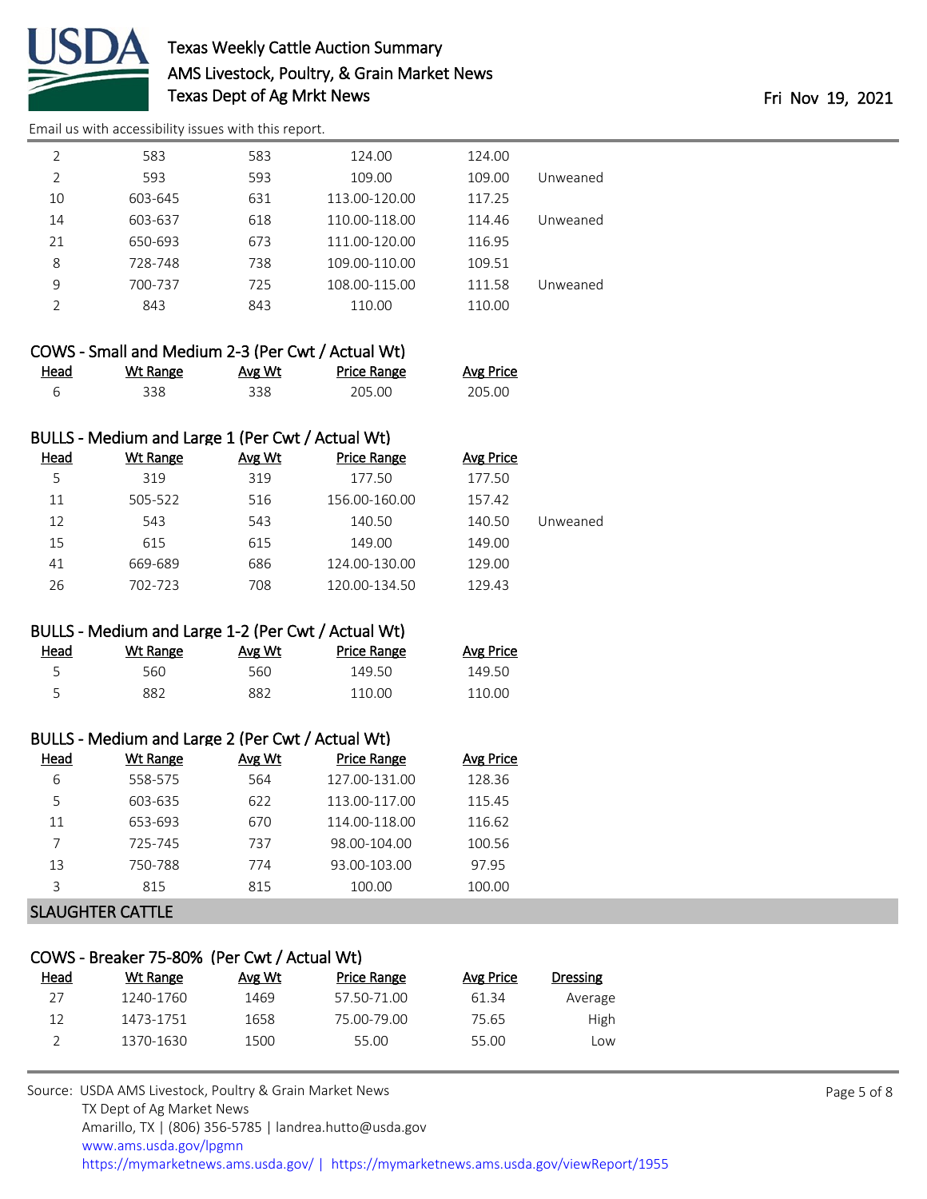| Head | Wt Range | Avg Wt | Price Range | Avg Price | |
|---|---|---|---|---|---|
| 2 | 583 | 583 | 124.00 | 124.00 | |
| 2 | 593 | 593 | 109.00 | 109.00 | Unweaned |
| 10 | 603-645 | 631 | 113.00-120.00 | 117.25 | |
| 14 | 603-637 | 618 | 110.00-118.00 | 114.46 | Unweaned |
| 21 | 650-693 | 673 | 111.00-120.00 | 116.95 | |
| 8 | 728-748 | 738 | 109.00-110.00 | 109.51 | |
| 9 | 700-737 | 725 | 108.00-115.00 | 111.58 | Unweaned |
| 2 | 843 | 843 | 110.00 | 110.00 | |

### COWS - Small and Medium 2-3 (Per Cwt / Actual Wt)

| Head | Wt Range | Avg Wt | Price Range | Avg Price |
|---|---|---|---|---|
| 6 | 338 | 338 | 205.00 | 205.00 |

### BULLS - Medium and Large 1 (Per Cwt / Actual Wt)

| Head | Wt Range | Avg Wt | Price Range | Avg Price | |
|---|---|---|---|---|---|
| 5 | 319 | 319 | 177.50 | 177.50 | |
| 11 | 505-522 | 516 | 156.00-160.00 | 157.42 | |
| 12 | 543 | 543 | 140.50 | 140.50 | Unweaned |
| 15 | 615 | 615 | 149.00 | 149.00 | |
| 41 | 669-689 | 686 | 124.00-130.00 | 129.00 | |
| 26 | 702-723 | 708 | 120.00-134.50 | 129.43 | |

### BULLS - Medium and Large 1-2 (Per Cwt / Actual Wt)

| Head | Wt Range | Avg Wt | Price Range | Avg Price |
|---|---|---|---|---|
| 5 | 560 | 560 | 149.50 | 149.50 |
| 5 | 882 | 882 | 110.00 | 110.00 |

### BULLS - Medium and Large 2 (Per Cwt / Actual Wt)

| Head | Wt Range | Avg Wt | Price Range | Avg Price |
|---|---|---|---|---|
| 6 | 558-575 | 564 | 127.00-131.00 | 128.36 |
| 5 | 603-635 | 622 | 113.00-117.00 | 115.45 |
| 11 | 653-693 | 670 | 114.00-118.00 | 116.62 |
| 7 | 725-745 | 737 | 98.00-104.00 | 100.56 |
| 13 | 750-788 | 774 | 93.00-103.00 | 97.95 |
| 3 | 815 | 815 | 100.00 | 100.00 |

## SLAUGHTER CATTLE

### COWS - Breaker 75-80% (Per Cwt / Actual Wt)

| Head | Wt Range | Avg Wt | Price Range | Avg Price | Dressing |
|---|---|---|---|---|---|
| 27 | 1240-1760 | 1469 | 57.50-71.00 | 61.34 | Average |
| 12 | 1473-1751 | 1658 | 75.00-79.00 | 75.65 | High |
| 2 | 1370-1630 | 1500 | 55.00 | 55.00 | Low |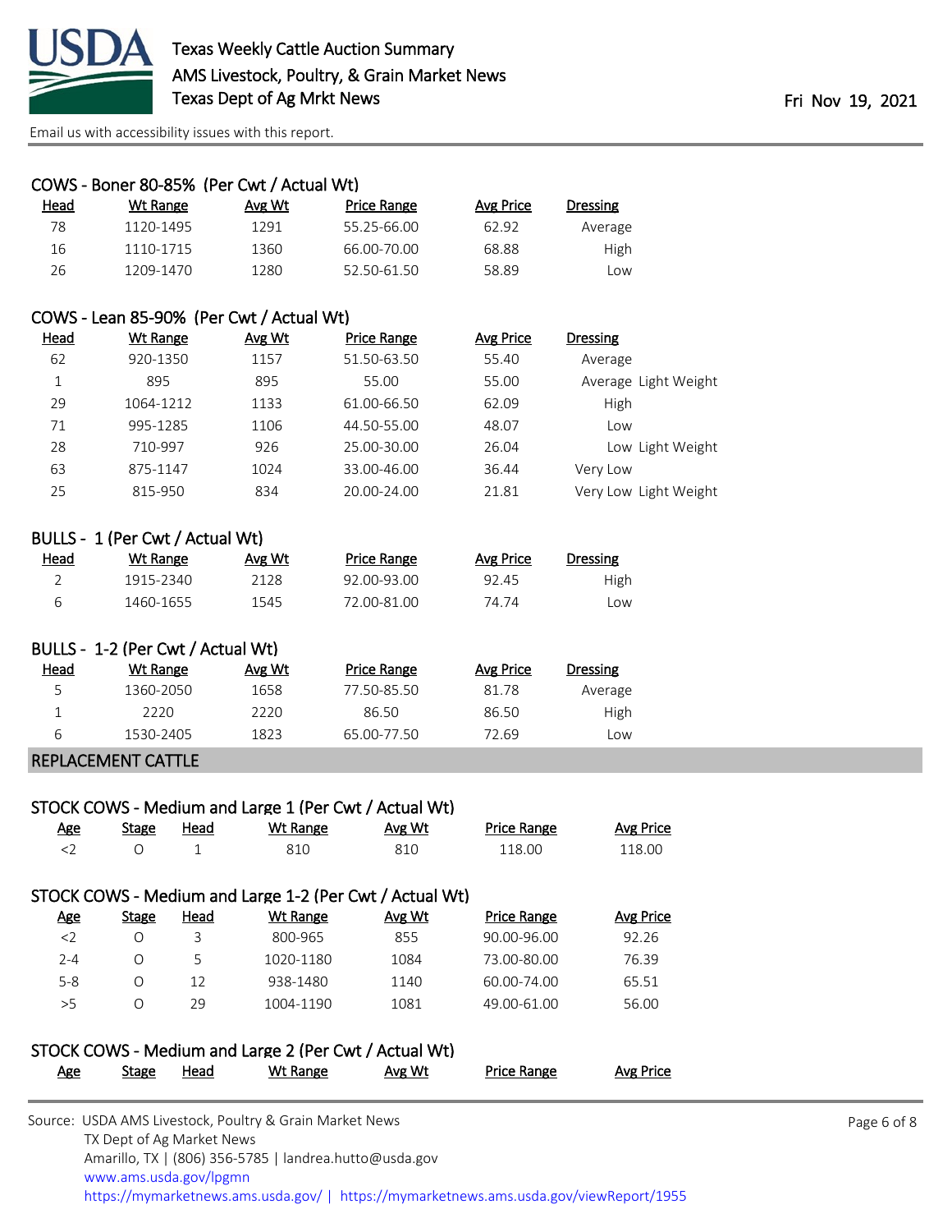### COWS - Boner 80-85% (Per Cwt / Actual Wt)

| Head | Wt Range | Avg Wt | Price Range | Avg Price | Dressing |
|---|---|---|---|---|---|
| 78 | 1120-1495 | 1291 | 55.25-66.00 | 62.92 | Average |
| 16 | 1110-1715 | 1360 | 66.00-70.00 | 68.88 | High |
| 26 | 1209-1470 | 1280 | 52.50-61.50 | 58.89 | Low |

### COWS - Lean 85-90% (Per Cwt / Actual Wt)

| Head | Wt Range | Avg Wt | Price Range | Avg Price | Dressing |
|---|---|---|---|---|---|
| 62 | 920-1350 | 1157 | 51.50-63.50 | 55.40 | Average |
| 1 | 895 | 895 | 55.00 | 55.00 | Average Light Weight |
| 29 | 1064-1212 | 1133 | 61.00-66.50 | 62.09 | High |
| 71 | 995-1285 | 1106 | 44.50-55.00 | 48.07 | Low |
| 28 | 710-997 | 926 | 25.00-30.00 | 26.04 | Low Light Weight |
| 63 | 875-1147 | 1024 | 33.00-46.00 | 36.44 | Very Low |
| 25 | 815-950 | 834 | 20.00-24.00 | 21.81 | Very Low Light Weight |

### BULLS - 1 (Per Cwt / Actual Wt)

| Head | Wt Range | Avg Wt | Price Range | Avg Price | Dressing |
|---|---|---|---|---|---|
| 2 | 1915-2340 | 2128 | 92.00-93.00 | 92.45 | High |
| 6 | 1460-1655 | 1545 | 72.00-81.00 | 74.74 | Low |

### BULLS - 1-2 (Per Cwt / Actual Wt)

| Head | Wt Range | Avg Wt | Price Range | Avg Price | Dressing |
|---|---|---|---|---|---|
| 5 | 1360-2050 | 1658 | 77.50-85.50 | 81.78 | Average |
| 1 | 2220 | 2220 | 86.50 | 86.50 | High |
| 6 | 1530-2405 | 1823 | 65.00-77.50 | 72.69 | Low |

## REPLACEMENT CATTLE

### STOCK COWS - Medium and Large 1 (Per Cwt / Actual Wt)

| Age | Stage | Head | Wt Range | Avg Wt | Price Range | Avg Price |
|---|---|---|---|---|---|---|
| <2 | O | 1 | 810 | 810 | 118.00 | 118.00 |

### STOCK COWS - Medium and Large 1-2 (Per Cwt / Actual Wt)

| Age | Stage | Head | Wt Range | Avg Wt | Price Range | Avg Price |
|---|---|---|---|---|---|---|
| <2 | O | 3 | 800-965 | 855 | 90.00-96.00 | 92.26 |
| 2-4 | O | 5 | 1020-1180 | 1084 | 73.00-80.00 | 76.39 |
| 5-8 | O | 12 | 938-1480 | 1140 | 60.00-74.00 | 65.51 |
| >5 | O | 29 | 1004-1190 | 1081 | 49.00-61.00 | 56.00 |

### STOCK COWS - Medium and Large 2 (Per Cwt / Actual Wt)

| Age | Stage | Head | Wt Range | Avg Wt | Price Range | Avg Price |
|---|---|---|---|---|---|---|

Source: USDA AMS Livestock, Poultry & Grain Market News
TX Dept of Ag Market News
Amarillo, TX | (806) 356-5785 | landrea.hutto@usda.gov
www.ams.usda.gov/lpgmn
https://mymarketnews.ams.usda.gov/ | https://mymarketnews.ams.usda.gov/viewReport/1955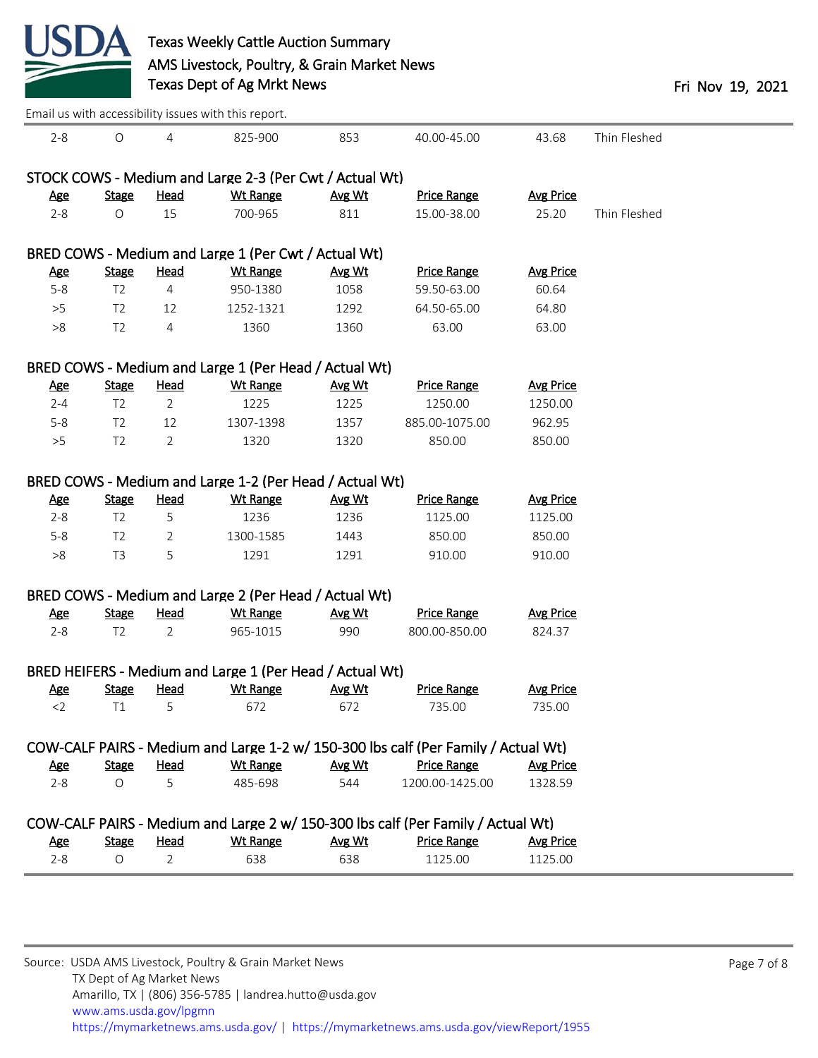| Age | Stage | Head | Wt Range | Avg Wt | Price Range | Avg Price | |
|---|---|---|---|---|---|---|---|
| 2-8 | O | 4 | 825-900 | 853 | 40.00-45.00 | 43.68 | Thin Fleshed |

### STOCK COWS - Medium and Large 2-3 (Per Cwt / Actual Wt)

| Age | Stage | Head | Wt Range | Avg Wt | Price Range | Avg Price | |
|---|---|---|---|---|---|---|---|
| 2-8 | O | 15 | 700-965 | 811 | 15.00-38.00 | 25.20 | Thin Fleshed |

### BRED COWS - Medium and Large 1 (Per Cwt / Actual Wt)

| Age | Stage | Head | Wt Range | Avg Wt | Price Range | Avg Price |
|---|---|---|---|---|---|---|
| 5-8 | T2 | 4 | 950-1380 | 1058 | 59.50-63.00 | 60.64 |
| >5 | T2 | 12 | 1252-1321 | 1292 | 64.50-65.00 | 64.80 |
| >8 | T2 | 4 | 1360 | 1360 | 63.00 | 63.00 |

### BRED COWS - Medium and Large 1 (Per Head / Actual Wt)

| Age | Stage | Head | Wt Range | Avg Wt | Price Range | Avg Price |
|---|---|---|---|---|---|---|
| 2-4 | T2 | 2 | 1225 | 1225 | 1250.00 | 1250.00 |
| 5-8 | T2 | 12 | 1307-1398 | 1357 | 885.00-1075.00 | 962.95 |
| >5 | T2 | 2 | 1320 | 1320 | 850.00 | 850.00 |

### BRED COWS - Medium and Large 1-2 (Per Head / Actual Wt)

| Age | Stage | Head | Wt Range | Avg Wt | Price Range | Avg Price |
|---|---|---|---|---|---|---|
| 2-8 | T2 | 5 | 1236 | 1236 | 1125.00 | 1125.00 |
| 5-8 | T2 | 2 | 1300-1585 | 1443 | 850.00 | 850.00 |
| >8 | T3 | 5 | 1291 | 1291 | 910.00 | 910.00 |

### BRED COWS - Medium and Large 2 (Per Head / Actual Wt)

| Age | Stage | Head | Wt Range | Avg Wt | Price Range | Avg Price |
|---|---|---|---|---|---|---|
| 2-8 | T2 | 2 | 965-1015 | 990 | 800.00-850.00 | 824.37 |

### BRED HEIFERS - Medium and Large 1 (Per Head / Actual Wt)

| Age | Stage | Head | Wt Range | Avg Wt | Price Range | Avg Price |
|---|---|---|---|---|---|---|
| <2 | T1 | 5 | 672 | 672 | 735.00 | 735.00 |

### COW-CALF PAIRS - Medium and Large 1-2 w/ 150-300 lbs calf (Per Family / Actual Wt)

| Age | Stage | Head | Wt Range | Avg Wt | Price Range | Avg Price |
|---|---|---|---|---|---|---|
| 2-8 | O | 5 | 485-698 | 544 | 1200.00-1425.00 | 1328.59 |

### COW-CALF PAIRS - Medium and Large 2 w/ 150-300 lbs calf (Per Family / Actual Wt)

| Age | Stage | Head | Wt Range | Avg Wt | Price Range | Avg Price |
|---|---|---|---|---|---|---|
| 2-8 | O | 2 | 638 | 638 | 1125.00 | 1125.00 |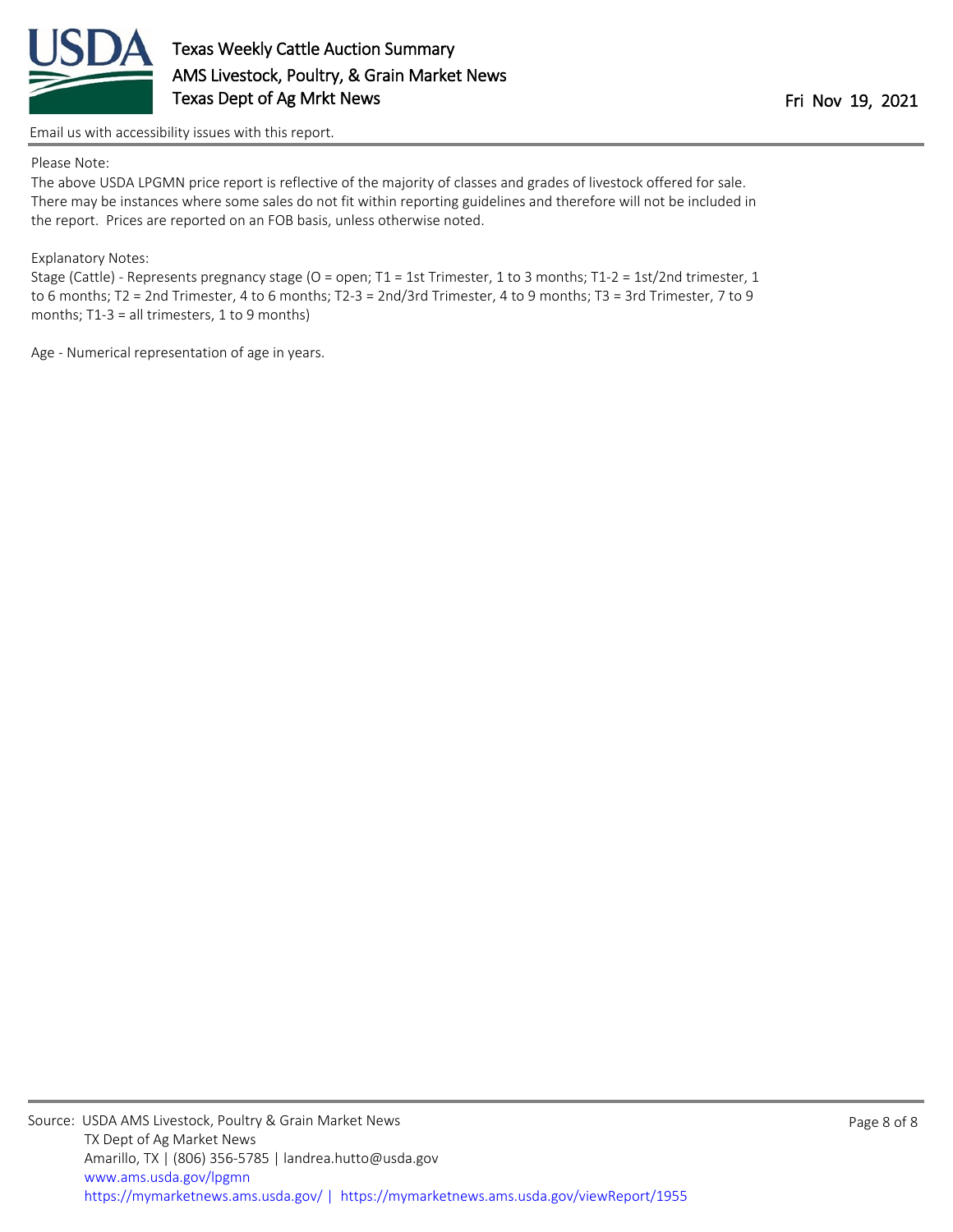Email us with accessibility issues with this report.

Please Note:
The above USDA LPGMN price report is reflective of the majority of classes and grades of livestock offered for sale. There may be instances where some sales do not fit within reporting guidelines and therefore will not be included in the report. Prices are reported on an FOB basis, unless otherwise noted.

Explanatory Notes:
Stage (Cattle) - Represents pregnancy stage (O = open; T1 = 1st Trimester, 1 to 3 months; T1-2 = 1st/2nd trimester, 1 to 6 months; T2 = 2nd Trimester, 4 to 6 months; T2-3 = 2nd/3rd Trimester, 4 to 9 months; T3 = 3rd Trimester, 7 to 9 months; T1-3 = all trimesters, 1 to 9 months)

Age - Numerical representation of age in years.

Source: USDA AMS Livestock, Poultry & Grain Market News
TX Dept of Ag Market News
Amarillo, TX | (806) 356-5785 | landrea.hutto@usda.gov
www.ams.usda.gov/lpgmn
https://mymarketnews.ams.usda.gov/ | https://mymarketnews.ams.usda.gov/viewReport/1955